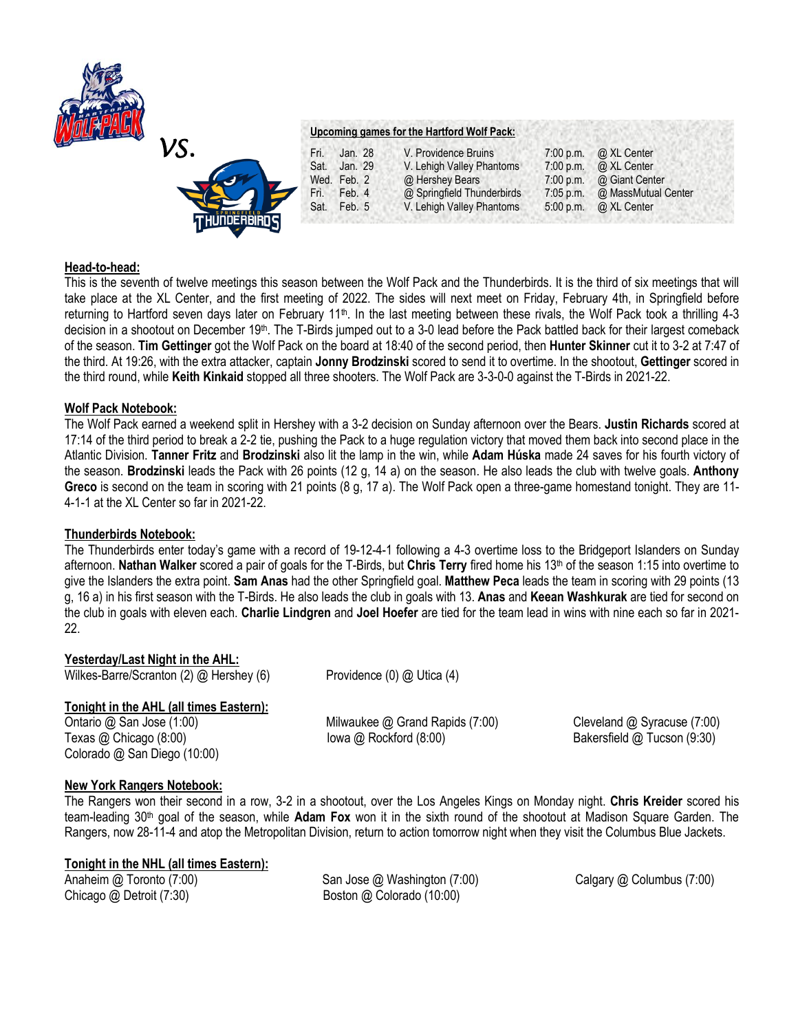vs.

**Upcoming games for the Hartford Wolf Pack:**

| | | | | |
|---|---|---|---|---|
| Fri. | Jan. 28 | V. Providence Bruins | 7:00 p.m. | @ XL Center |
| Sat. | Jan. 29 | V. Lehigh Valley Phantoms | 7:00 p.m. | @ XL Center |
| Wed. | Feb. 2 | @ Hershey Bears | 7:00 p.m. | @ Giant Center |
| Fri. | Feb. 4 | @ Springfield Thunderbirds | 7:05 p.m. | @ MassMutual Center |
| Sat. | Feb. 5 | V. Lehigh Valley Phantoms | 5:00 p.m. | @ XL Center |

**Head-to-head:**

This is the seventh of twelve meetings this season between the Wolf Pack and the Thunderbirds. It is the third of six meetings that will take place at the XL Center, and the first meeting of 2022. The sides will next meet on Friday, February 4th, in Springfield before returning to Hartford seven days later on February 11th. In the last meeting between these rivals, the Wolf Pack took a thrilling 4-3 decision in a shootout on December 19th. The T-Birds jumped out to a 3-0 lead before the Pack battled back for their largest comeback of the season. **Tim Gettinger** got the Wolf Pack on the board at 18:40 of the second period, then **Hunter Skinner** cut it to 3-2 at 7:47 of the third. At 19:26, with the extra attacker, captain **Jonny Brodzinski** scored to send it to overtime. In the shootout, **Gettinger** scored in the third round, while **Keith Kinkaid** stopped all three shooters. The Wolf Pack are 3-3-0-0 against the T-Birds in 2021-22.

**Wolf Pack Notebook:**

The Wolf Pack earned a weekend split in Hershey with a 3-2 decision on Sunday afternoon over the Bears. **Justin Richards** scored at 17:14 of the third period to break a 2-2 tie, pushing the Pack to a huge regulation victory that moved them back into second place in the Atlantic Division. **Tanner Fritz** and **Brodzinski** also lit the lamp in the win, while **Adam Húska** made 24 saves for his fourth victory of the season. **Brodzinski** leads the Pack with 26 points (12 g, 14 a) on the season. He also leads the club with twelve goals. **Anthony Greco** is second on the team in scoring with 21 points (8 g, 17 a). The Wolf Pack open a three-game homestand tonight. They are 11-4-1-1 at the XL Center so far in 2021-22.

**Thunderbirds Notebook:**

The Thunderbirds enter today's game with a record of 19-12-4-1 following a 4-3 overtime loss to the Bridgeport Islanders on Sunday afternoon. **Nathan Walker** scored a pair of goals for the T-Birds, but **Chris Terry** fired home his 13th of the season 1:15 into overtime to give the Islanders the extra point. **Sam Anas** had the other Springfield goal. **Matthew Peca** leads the team in scoring with 29 points (13 g, 16 a) in his first season with the T-Birds. He also leads the club in goals with 13. **Anas** and **Keean Washkurak** are tied for second on the club in goals with eleven each. **Charlie Lindgren** and **Joel Hoefer** are tied for the team lead in wins with nine each so far in 2021-22.

**Yesterday/Last Night in the AHL:**

Wilkes-Barre/Scranton (2) @ Hershey (6)

Providence (0) @ Utica (4)

**Tonight in the AHL (all times Eastern):**

Ontario @ San Jose (1:00)

Texas @ Chicago (8:00)

Colorado @ San Diego (10:00)

Milwaukee @ Grand Rapids (7:00)

Iowa @ Rockford (8:00)

Cleveland @ Syracuse (7:00)

Bakersfield @ Tucson (9:30)

**New York Rangers Notebook:**

The Rangers won their second in a row, 3-2 in a shootout, over the Los Angeles Kings on Monday night. **Chris Kreider** scored his team-leading 30th goal of the season, while **Adam Fox** won it in the sixth round of the shootout at Madison Square Garden. The Rangers, now 28-11-4 and atop the Metropolitan Division, return to action tomorrow night when they visit the Columbus Blue Jackets.

**Tonight in the NHL (all times Eastern):**

Anaheim @ Toronto (7:00)

Chicago @ Detroit (7:30)

San Jose @ Washington (7:00)

Boston @ Colorado (10:00)

Calgary @ Columbus (7:00)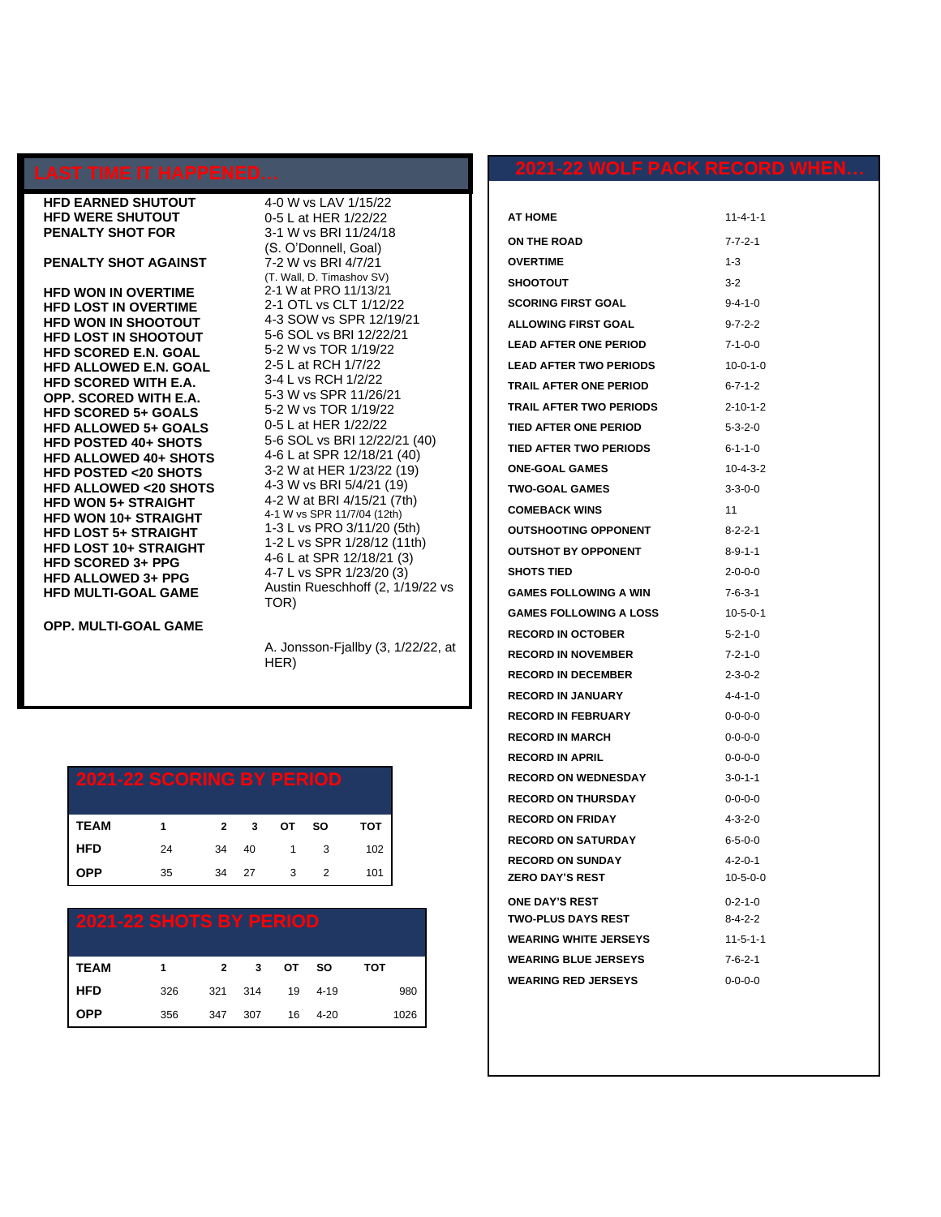## LAST TIME IT HAPPENED…

| | |
|---|---|
| **HFD EARNED SHUTOUT** | 4-0 W vs LAV 1/15/22 |
| **HFD WERE SHUTOUT** | 0-5 L at HER 1/22/22 |
| **PENALTY SHOT FOR** | 3-1 W vs BRI 11/24/18 (S. O'Donnell, Goal) |
| **PENALTY SHOT AGAINST** | 7-2 W vs BRI 4/7/21 (T. Wall, D. Timashov SV) |
| **HFD WON IN OVERTIME** | 2-1 W at PRO 11/13/21 |
| **HFD LOST IN OVERTIME** | 2-1 OTL vs CLT 1/12/22 |
| **HFD WON IN SHOOTOUT** | 4-3 SOW vs SPR 12/19/21 |
| **HFD LOST IN SHOOTOUT** | 5-6 SOL vs BRI 12/22/21 |
| **HFD SCORED E.N. GOAL** | 5-2 W vs TOR 1/19/22 |
| **HFD ALLOWED E.N. GOAL** | 2-5 L at RCH 1/7/22 |
| **HFD SCORED WITH E.A.** | 3-4 L vs RCH 1/2/22 |
| **OPP. SCORED WITH E.A.** | 5-3 W vs SPR 11/26/21 |
| **HFD SCORED 5+ GOALS** | 5-2 W vs TOR 1/19/22 |
| **HFD ALLOWED 5+ GOALS** | 0-5 L at HER 1/22/22 |
| **HFD POSTED 40+ SHOTS** | 5-6 SOL vs BRI 12/22/21 (40) |
| **HFD ALLOWED 40+ SHOTS** | 4-6 L at SPR 12/18/21 (40) |
| **HFD POSTED <20 SHOTS** | 3-2 W at HER 1/23/22 (19) |
| **HFD ALLOWED <20 SHOTS** | 4-3 W vs BRI 5/4/21 (19) |
| **HFD WON 5+ STRAIGHT** | 4-2 W at BRI 4/15/21 (7th) |
| **HFD WON 10+ STRAIGHT** | 4-1 W vs SPR 11/7/04 (12th) |
| **HFD LOST 5+ STRAIGHT** | 1-3 L vs PRO 3/11/20 (5th) |
| **HFD LOST 10+ STRAIGHT** | 1-2 L vs SPR 1/28/12 (11th) |
| **HFD SCORED 3+ PPG** | 4-6 L at SPR 12/18/21 (3) |
| **HFD ALLOWED 3+ PPG** | 4-7 L vs SPR 1/23/20 (3) |
| **HFD MULTI-GOAL GAME** | Austin Rueschhoff (2, 1/19/22 vs TOR) |
| **OPP. MULTI-GOAL GAME** | A. Jonsson-Fjallby (3, 1/22/22, at HER) |

## 2021-22 SCORING BY PERIOD

| TEAM | 1 | 2 | 3 | OT | SO | TOT |
|---|---|---|---|---|---|---|
| HFD | 24 | 34 | 40 | 1 | 3 | 102 |
| OPP | 35 | 34 | 27 | 3 | 2 | 101 |

## 2021-22 SHOTS BY PERIOD

| TEAM | 1 | 2 | 3 | OT | SO | TOT |
|---|---|---|---|---|---|---|
| HFD | 326 | 321 | 314 | 19 | 4-19 | 980 |
| OPP | 356 | 347 | 307 | 16 | 4-20 | 1026 |

## 2021-22 WOLF PACK RECORD WHEN…

| | |
|---|---|
| AT HOME | 11-4-1-1 |
| ON THE ROAD | 7-7-2-1 |
| OVERTIME | 1-3 |
| SHOOTOUT | 3-2 |
| SCORING FIRST GOAL | 9-4-1-0 |
| ALLOWING FIRST GOAL | 9-7-2-2 |
| LEAD AFTER ONE PERIOD | 7-1-0-0 |
| LEAD AFTER TWO PERIODS | 10-0-1-0 |
| TRAIL AFTER ONE PERIOD | 6-7-1-2 |
| TRAIL AFTER TWO PERIODS | 2-10-1-2 |
| TIED AFTER ONE PERIOD | 5-3-2-0 |
| TIED AFTER TWO PERIODS | 6-1-1-0 |
| ONE-GOAL GAMES | 10-4-3-2 |
| TWO-GOAL GAMES | 3-3-0-0 |
| COMEBACK WINS | 11 |
| OUTSHOOTING OPPONENT | 8-2-2-1 |
| OUTSHOT BY OPPONENT | 8-9-1-1 |
| SHOTS TIED | 2-0-0-0 |
| GAMES FOLLOWING A WIN | 7-6-3-1 |
| GAMES FOLLOWING A LOSS | 10-5-0-1 |
| RECORD IN OCTOBER | 5-2-1-0 |
| RECORD IN NOVEMBER | 7-2-1-0 |
| RECORD IN DECEMBER | 2-3-0-2 |
| RECORD IN JANUARY | 4-4-1-0 |
| RECORD IN FEBRUARY | 0-0-0-0 |
| RECORD IN MARCH | 0-0-0-0 |
| RECORD IN APRIL | 0-0-0-0 |
| RECORD ON WEDNESDAY | 3-0-1-1 |
| RECORD ON THURSDAY | 0-0-0-0 |
| RECORD ON FRIDAY | 4-3-2-0 |
| RECORD ON SATURDAY | 6-5-0-0 |
| RECORD ON SUNDAY | 4-2-0-1 |
| ZERO DAY'S REST | 10-5-0-0 |
| ONE DAY'S REST | 0-2-1-0 |
| TWO-PLUS DAYS REST | 8-4-2-2 |
| WEARING WHITE JERSEYS | 11-5-1-1 |
| WEARING BLUE JERSEYS | 7-6-2-1 |
| WEARING RED JERSEYS | 0-0-0-0 |